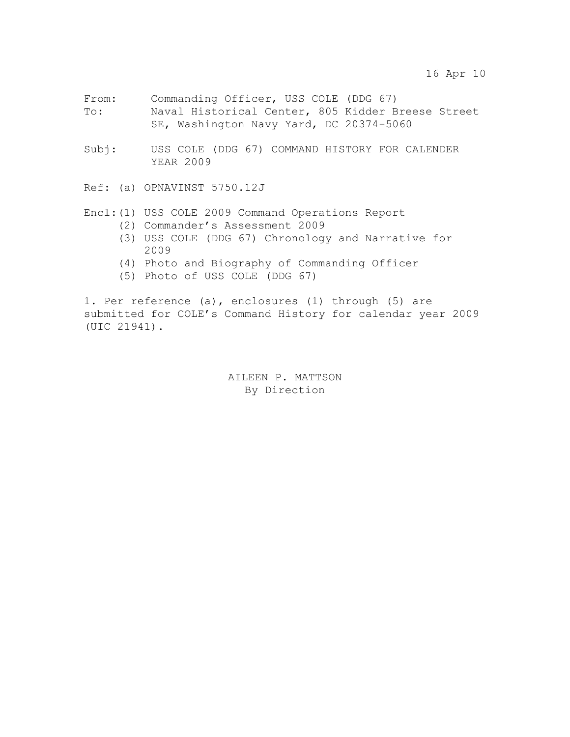16 Apr 10

From: Commanding Officer, USS COLE (DDG 67)
To: Naval Historical Center, 805 Kidder Breese Street SE, Washington Navy Yard, DC 20374-5060

Subj: USS COLE (DDG 67) COMMAND HISTORY FOR CALENDER YEAR 2009

Ref: (a) OPNAVINST 5750.12J

Encl: (1) USS COLE 2009 Command Operations Report
(2) Commander's Assessment 2009
(3) USS COLE (DDG 67) Chronology and Narrative for 2009
(4) Photo and Biography of Commanding Officer
(5) Photo of USS COLE (DDG 67)

1. Per reference (a), enclosures (1) through (5) are submitted for COLE's Command History for calendar year 2009 (UIC 21941).

AILEEN P. MATTSON
By Direction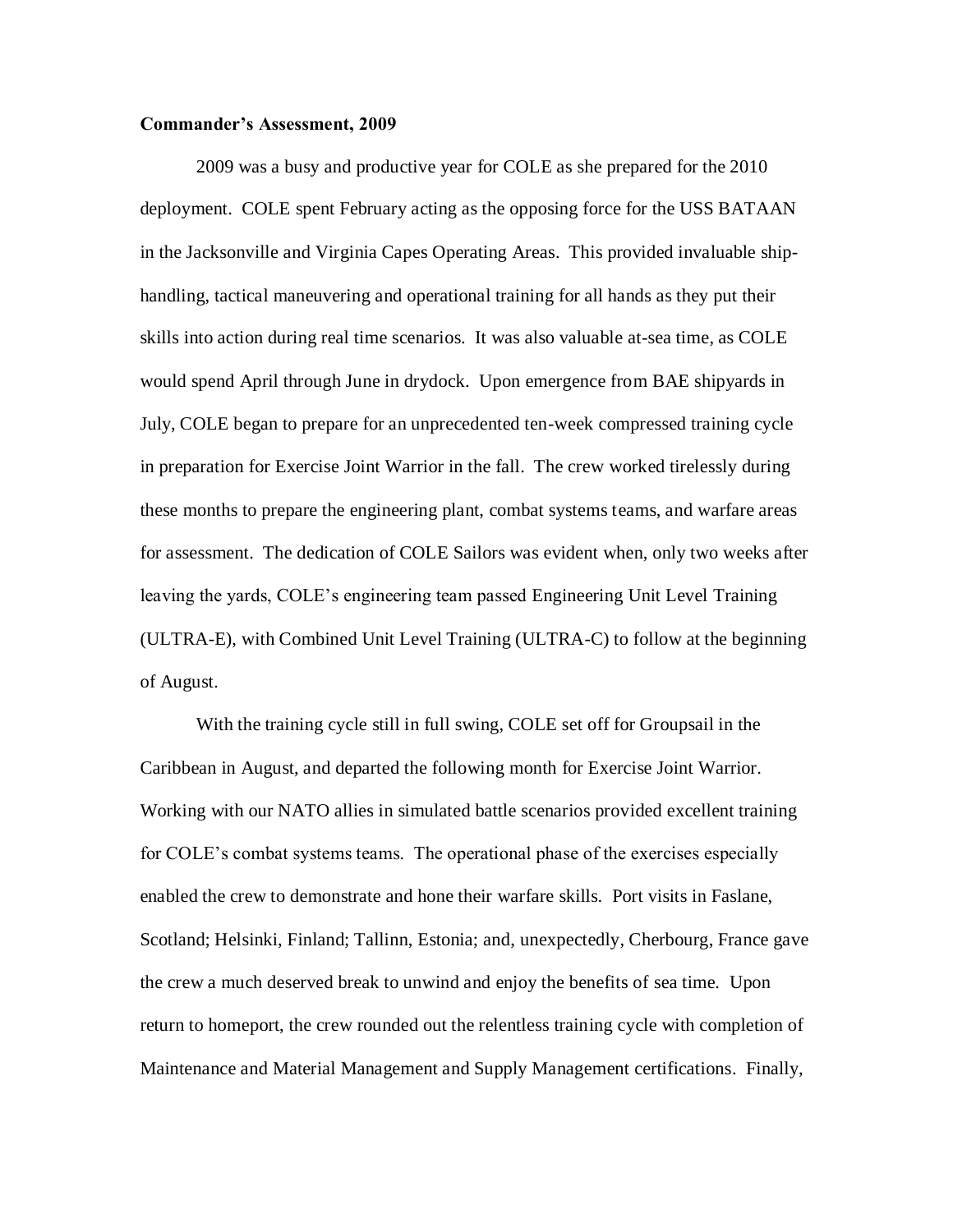**Commander's Assessment, 2009**

2009 was a busy and productive year for COLE as she prepared for the 2010 deployment. COLE spent February acting as the opposing force for the USS BATAAN in the Jacksonville and Virginia Capes Operating Areas. This provided invaluable ship-handling, tactical maneuvering and operational training for all hands as they put their skills into action during real time scenarios. It was also valuable at-sea time, as COLE would spend April through June in drydock. Upon emergence from BAE shipyards in July, COLE began to prepare for an unprecedented ten-week compressed training cycle in preparation for Exercise Joint Warrior in the fall. The crew worked tirelessly during these months to prepare the engineering plant, combat systems teams, and warfare areas for assessment. The dedication of COLE Sailors was evident when, only two weeks after leaving the yards, COLE's engineering team passed Engineering Unit Level Training (ULTRA-E), with Combined Unit Level Training (ULTRA-C) to follow at the beginning of August.

With the training cycle still in full swing, COLE set off for Groupsail in the Caribbean in August, and departed the following month for Exercise Joint Warrior. Working with our NATO allies in simulated battle scenarios provided excellent training for COLE's combat systems teams. The operational phase of the exercises especially enabled the crew to demonstrate and hone their warfare skills. Port visits in Faslane, Scotland; Helsinki, Finland; Tallinn, Estonia; and, unexpectedly, Cherbourg, France gave the crew a much deserved break to unwind and enjoy the benefits of sea time. Upon return to homeport, the crew rounded out the relentless training cycle with completion of Maintenance and Material Management and Supply Management certifications. Finally,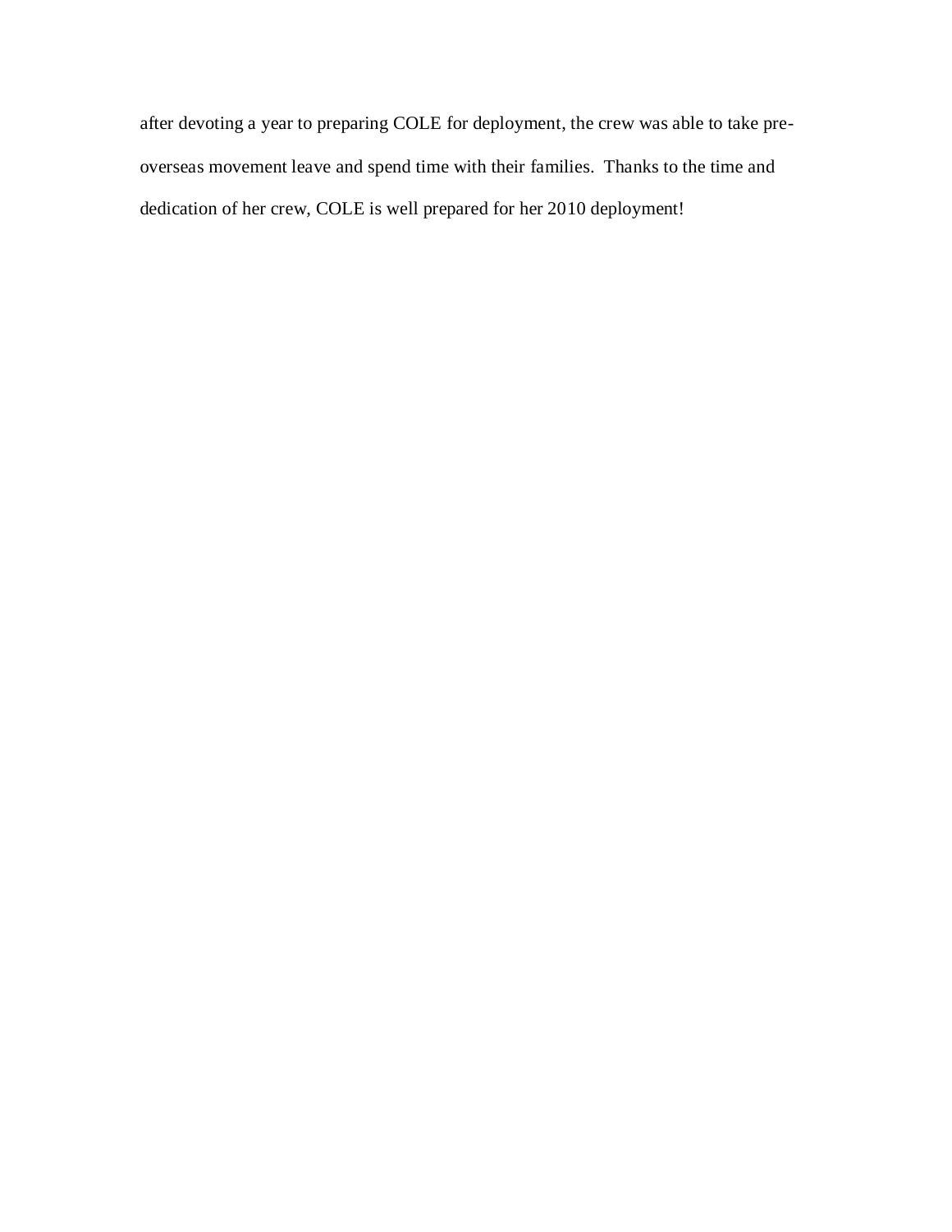after devoting a year to preparing COLE for deployment, the crew was able to take pre-overseas movement leave and spend time with their families. Thanks to the time and dedication of her crew, COLE is well prepared for her 2010 deployment!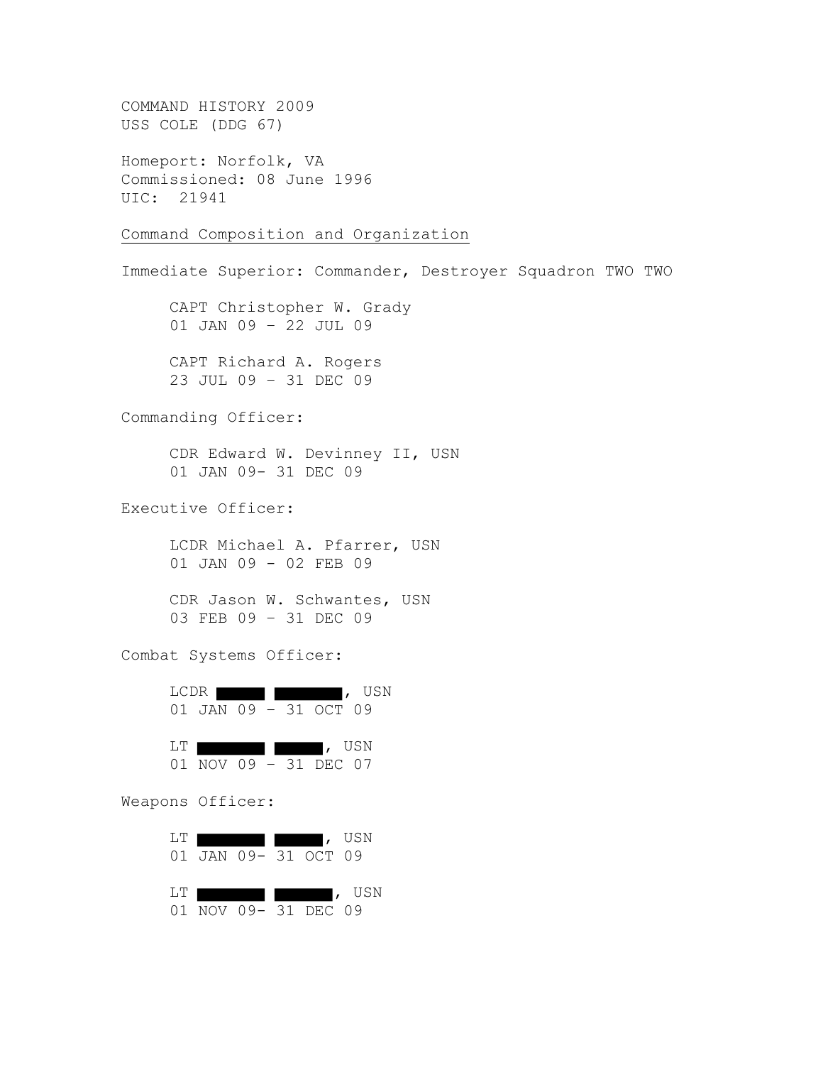COMMAND HISTORY 2009
USS COLE (DDG 67)

Homeport: Norfolk, VA
Commissioned: 08 June 1996
UIC: 21941

## Command Composition and Organization

Immediate Superior: Commander, Destroyer Squadron TWO TWO

CAPT Christopher W. Grady
01 JAN 09 – 22 JUL 09

CAPT Richard A. Rogers
23 JUL 09 – 31 DEC 09

Commanding Officer:

CDR Edward W. Devinney II, USN
01 JAN 09- 31 DEC 09

Executive Officer:

LCDR Michael A. Pfarrer, USN
01 JAN 09 - 02 FEB 09

CDR Jason W. Schwantes, USN
03 FEB 09 – 31 DEC 09

Combat Systems Officer:

LCDR ██████ ████████, USN
01 JAN 09 – 31 OCT 09

LT ████████ ██████, USN
01 NOV 09 – 31 DEC 07

Weapons Officer:

LT ████████ ██████, USN
01 JAN 09- 31 OCT 09

LT ████████ ███████, USN
01 NOV 09- 31 DEC 09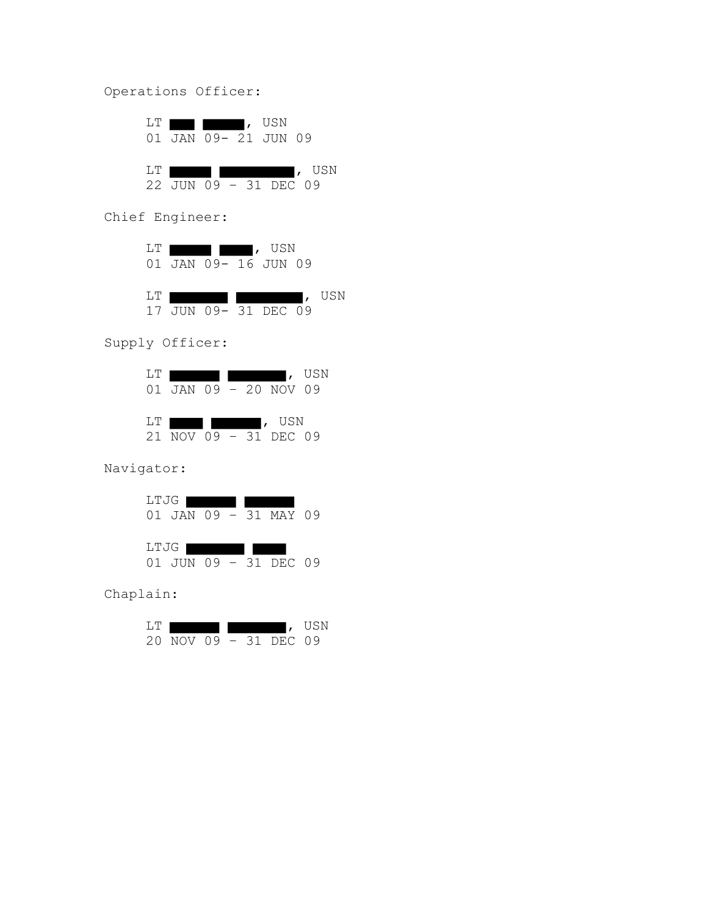Operations Officer:

LT ███ █████, USN
01 JAN 09- 21 JUN 09

LT █████ █████████, USN
22 JUN 09 – 31 DEC 09

Chief Engineer:

LT █████ ████, USN
01 JAN 09- 16 JUN 09

LT ███████ ████████, USN
17 JUN 09- 31 DEC 09

Supply Officer:

LT ██████ ███████, USN
01 JAN 09 – 20 NOV 09

LT ████ ██████, USN
21 NOV 09 – 31 DEC 09

Navigator:

LTJG ██████ ██████
01 JAN 09 – 31 MAY 09

LTJG ███████ ████
01 JUN 09 – 31 DEC 09

Chaplain:

LT ██████ ███████, USN
20 NOV 09 – 31 DEC 09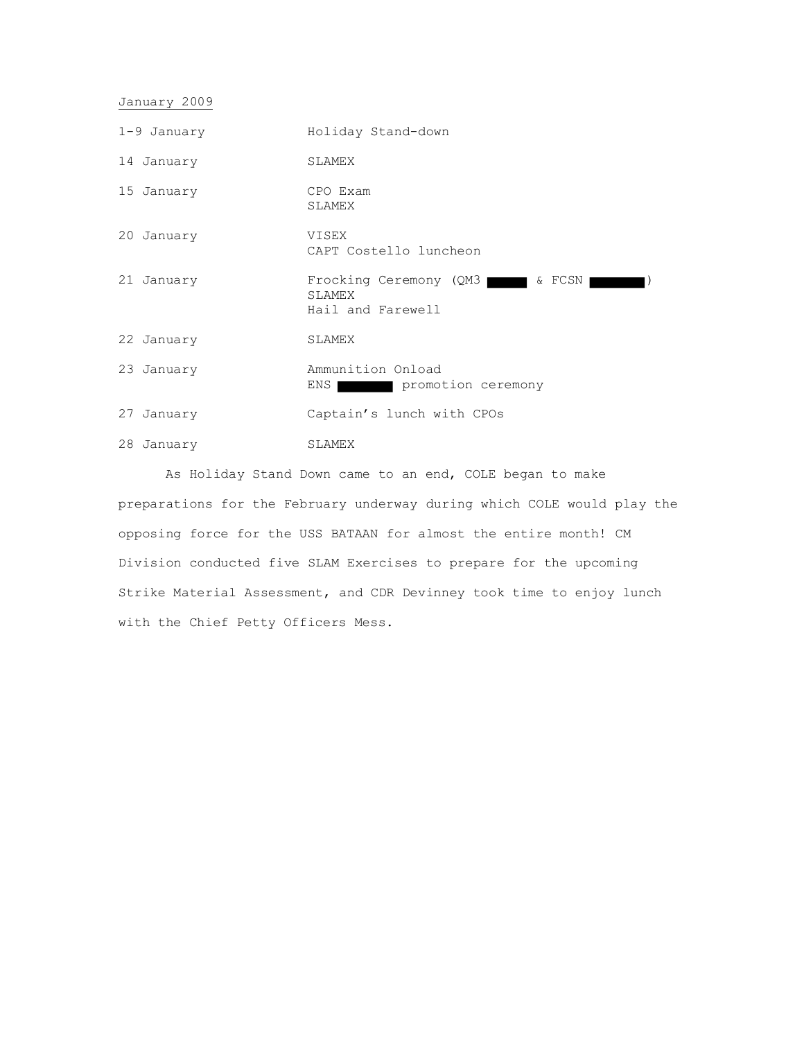January 2009

| | |
|---|---|
| 1-9 January | Holiday Stand-down |
| 14 January | SLAMEX |
| 15 January | CPO Exam<br>SLAMEX |
| 20 January | VISEX<br>CAPT Costello luncheon |
| 21 January | Frocking Ceremony (QM3 ████ & FCSN ████)<br>SLAMEX<br>Hail and Farewell |
| 22 January | SLAMEX |
| 23 January | Ammunition Onload<br>ENS ████ promotion ceremony |
| 27 January | Captain's lunch with CPOs |
| 28 January | SLAMEX |

As Holiday Stand Down came to an end, COLE began to make preparations for the February underway during which COLE would play the opposing force for the USS BATAAN for almost the entire month! CM Division conducted five SLAM Exercises to prepare for the upcoming Strike Material Assessment, and CDR Devinney took time to enjoy lunch with the Chief Petty Officers Mess.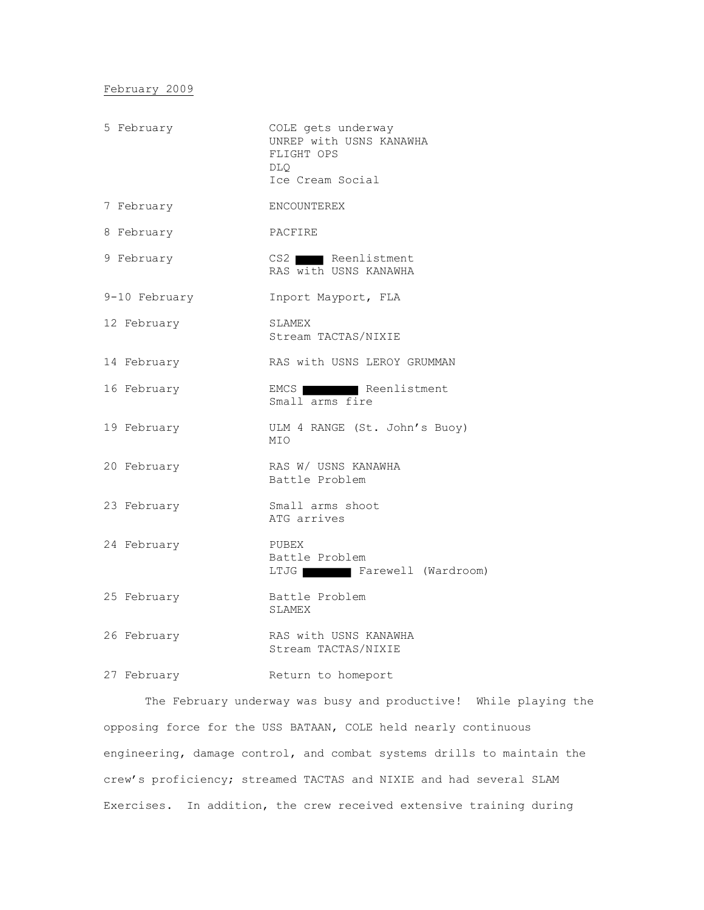February 2009

| | |
|---|---|
| 5 February | COLE gets underway<br>UNREP with USNS KANAWHA<br>FLIGHT OPS<br>DLQ<br>Ice Cream Social |
| 7 February | ENCOUNTEREX |
| 8 February | PACFIRE |
| 9 February | CS2 ████ Reenlistment<br>RAS with USNS KANAWHA |
| 9-10 February | Inport Mayport, FLA |
| 12 February | SLAMEX<br>Stream TACTAS/NIXIE |
| 14 February | RAS with USNS LEROY GRUMMAN |
| 16 February | EMCS ████████ Reenlistment<br>Small arms fire |
| 19 February | ULM 4 RANGE (St. John's Buoy)<br>MIO |
| 20 February | RAS W/ USNS KANAWHA<br>Battle Problem |
| 23 February | Small arms shoot<br>ATG arrives |
| 24 February | PUBEX<br>Battle Problem<br>LTJG ███████ Farewell (Wardroom) |
| 25 February | Battle Problem<br>SLAMEX |
| 26 February | RAS with USNS KANAWHA<br>Stream TACTAS/NIXIE |
| 27 February | Return to homeport |

The February underway was busy and productive! While playing the opposing force for the USS BATAAN, COLE held nearly continuous engineering, damage control, and combat systems drills to maintain the crew's proficiency; streamed TACTAS and NIXIE and had several SLAM Exercises. In addition, the crew received extensive training during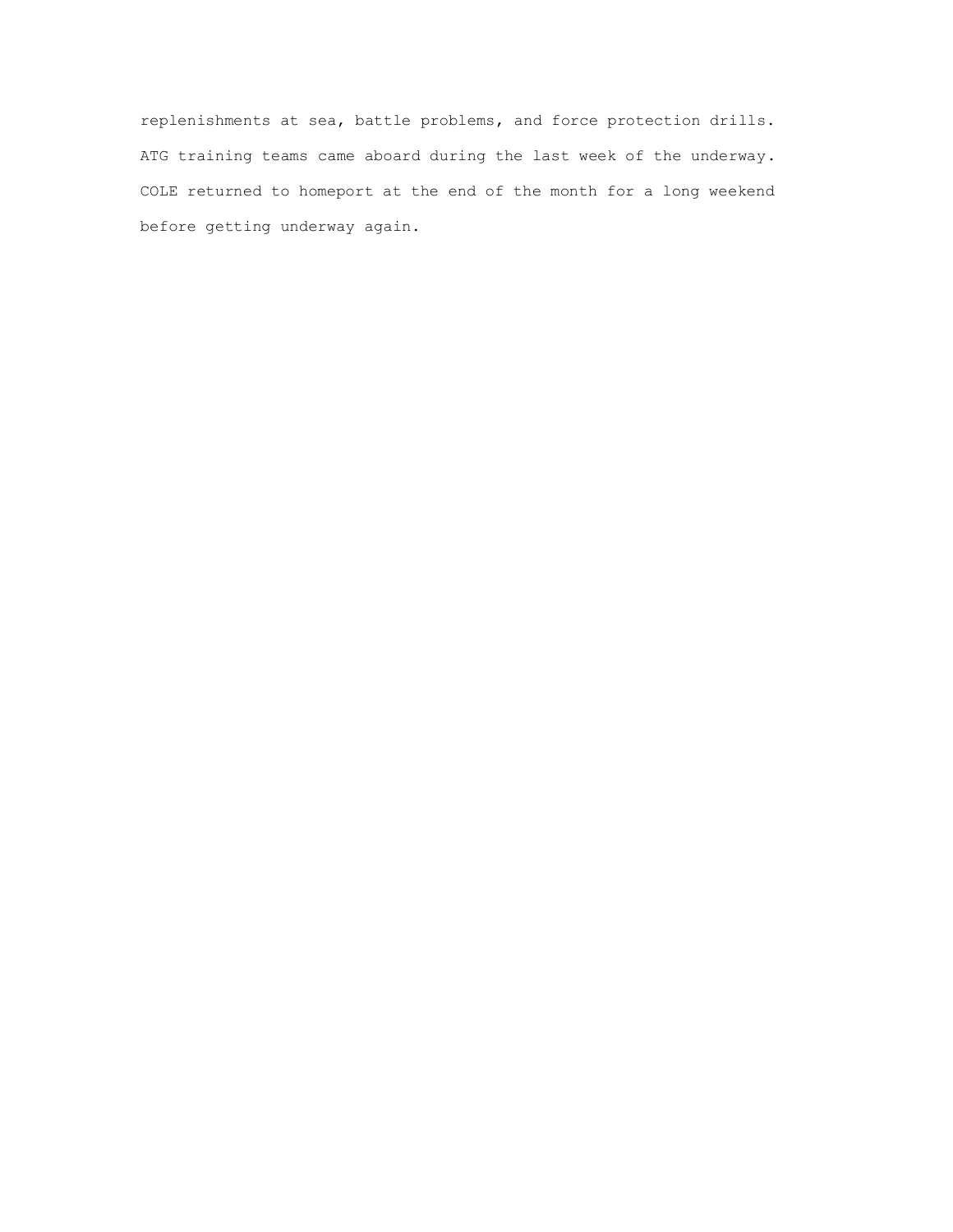replenishments at sea, battle problems, and force protection drills. ATG training teams came aboard during the last week of the underway. COLE returned to homeport at the end of the month for a long weekend before getting underway again.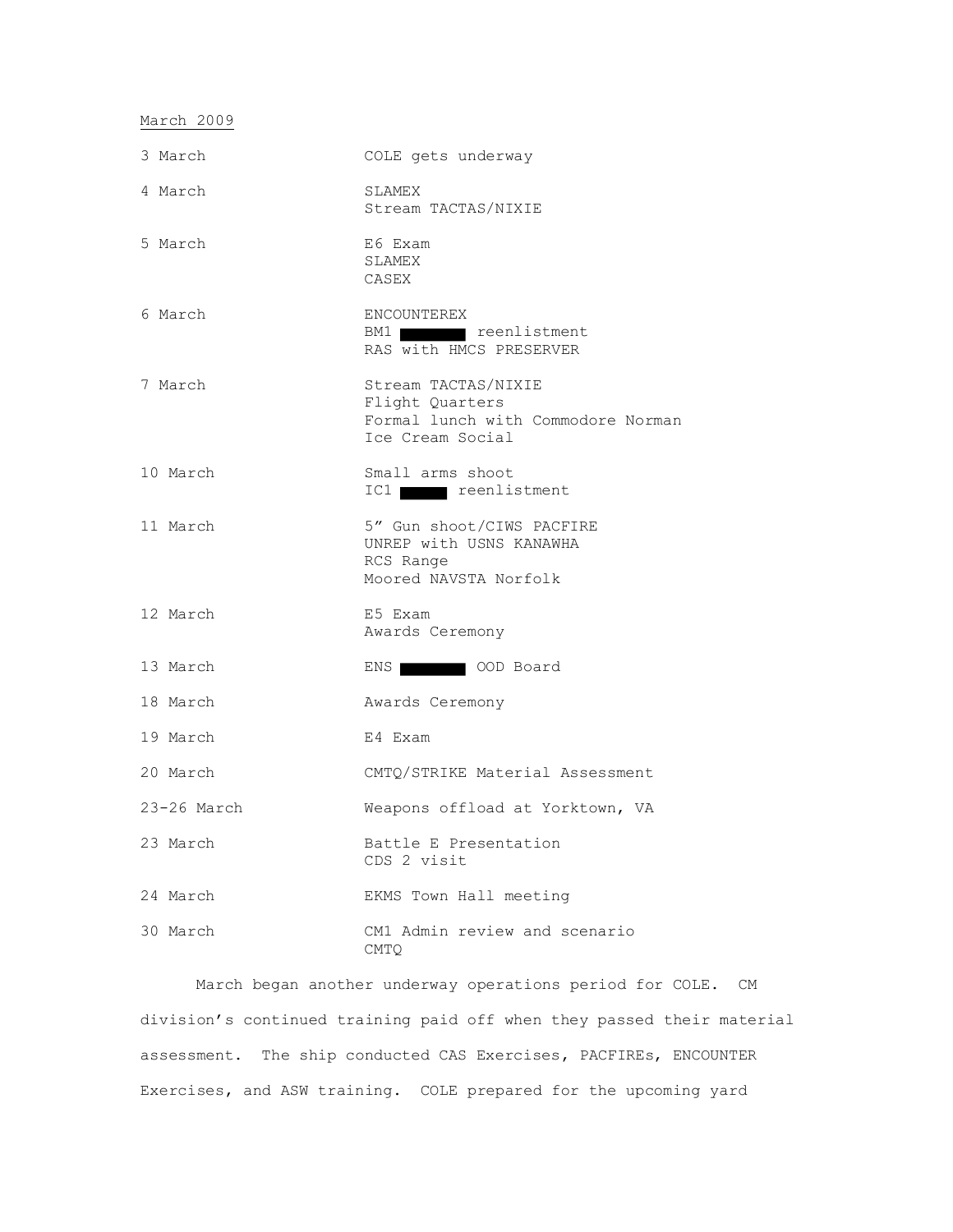<u>March 2009</u>

| | |
|---|---|
| 3 March | COLE gets underway |
| 4 March | SLAMEX<br>Stream TACTAS/NIXIE |
| 5 March | E6 Exam<br>SLAMEX<br>CASEX |
| 6 March | ENCOUNTEREX<br>BM1 ██████ reenlistment<br>RAS with HMCS PRESERVER |
| 7 March | Stream TACTAS/NIXIE<br>Flight Quarters<br>Formal lunch with Commodore Norman<br>Ice Cream Social |
| 10 March | Small arms shoot<br>IC1 ████ reenlistment |
| 11 March | 5" Gun shoot/CIWS PACFIRE<br>UNREP with USNS KANAWHA<br>RCS Range<br>Moored NAVSTA Norfolk |
| 12 March | E5 Exam<br>Awards Ceremony |
| 13 March | ENS ██████ OOD Board |
| 18 March | Awards Ceremony |
| 19 March | E4 Exam |
| 20 March | CMTQ/STRIKE Material Assessment |
| 23-26 March | Weapons offload at Yorktown, VA |
| 23 March | Battle E Presentation<br>CDS 2 visit |
| 24 March | EKMS Town Hall meeting |
| 30 March | CM1 Admin review and scenario<br>CMTQ |

March began another underway operations period for COLE. CM division's continued training paid off when they passed their material assessment. The ship conducted CAS Exercises, PACFIREs, ENCOUNTER Exercises, and ASW training. COLE prepared for the upcoming yard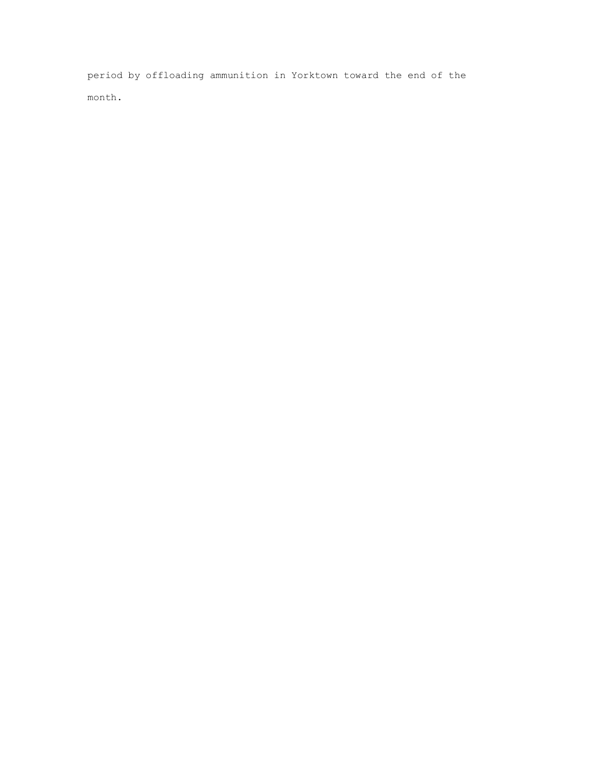period by offloading ammunition in Yorktown toward the end of the month.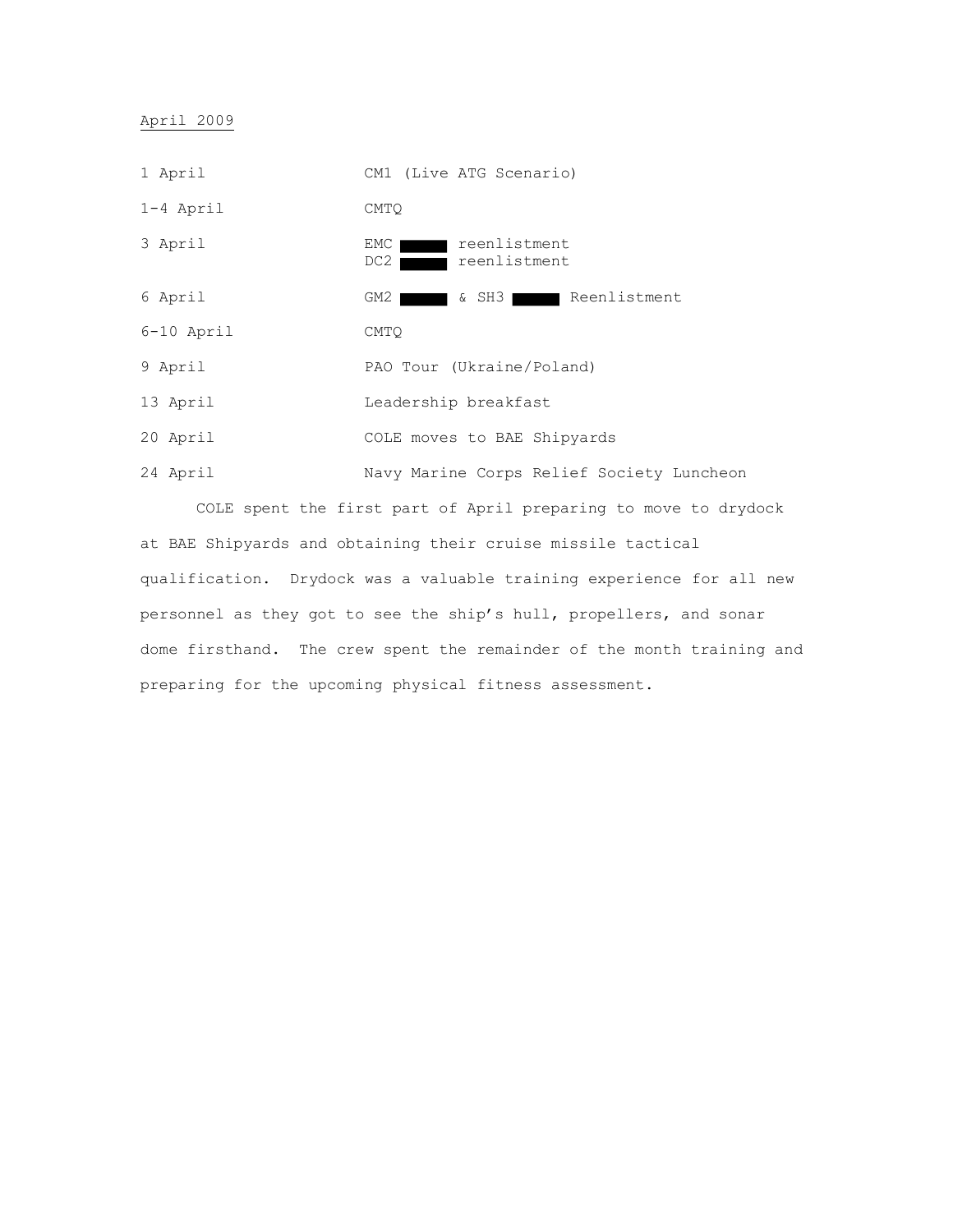<u>April 2009</u>

| | |
|---|---|
| 1 April | CM1 (Live ATG Scenario) |
| 1-4 April | CMTQ |
| 3 April | EMC ████ reenlistment<br>DC2 ████ reenlistment |
| 6 April | GM2 ████ & SH3 ████ Reenlistment |
| 6-10 April | CMTQ |
| 9 April | PAO Tour (Ukraine/Poland) |
| 13 April | Leadership breakfast |
| 20 April | COLE moves to BAE Shipyards |
| 24 April | Navy Marine Corps Relief Society Luncheon |

COLE spent the first part of April preparing to move to drydock at BAE Shipyards and obtaining their cruise missile tactical qualification. Drydock was a valuable training experience for all new personnel as they got to see the ship's hull, propellers, and sonar dome firsthand. The crew spent the remainder of the month training and preparing for the upcoming physical fitness assessment.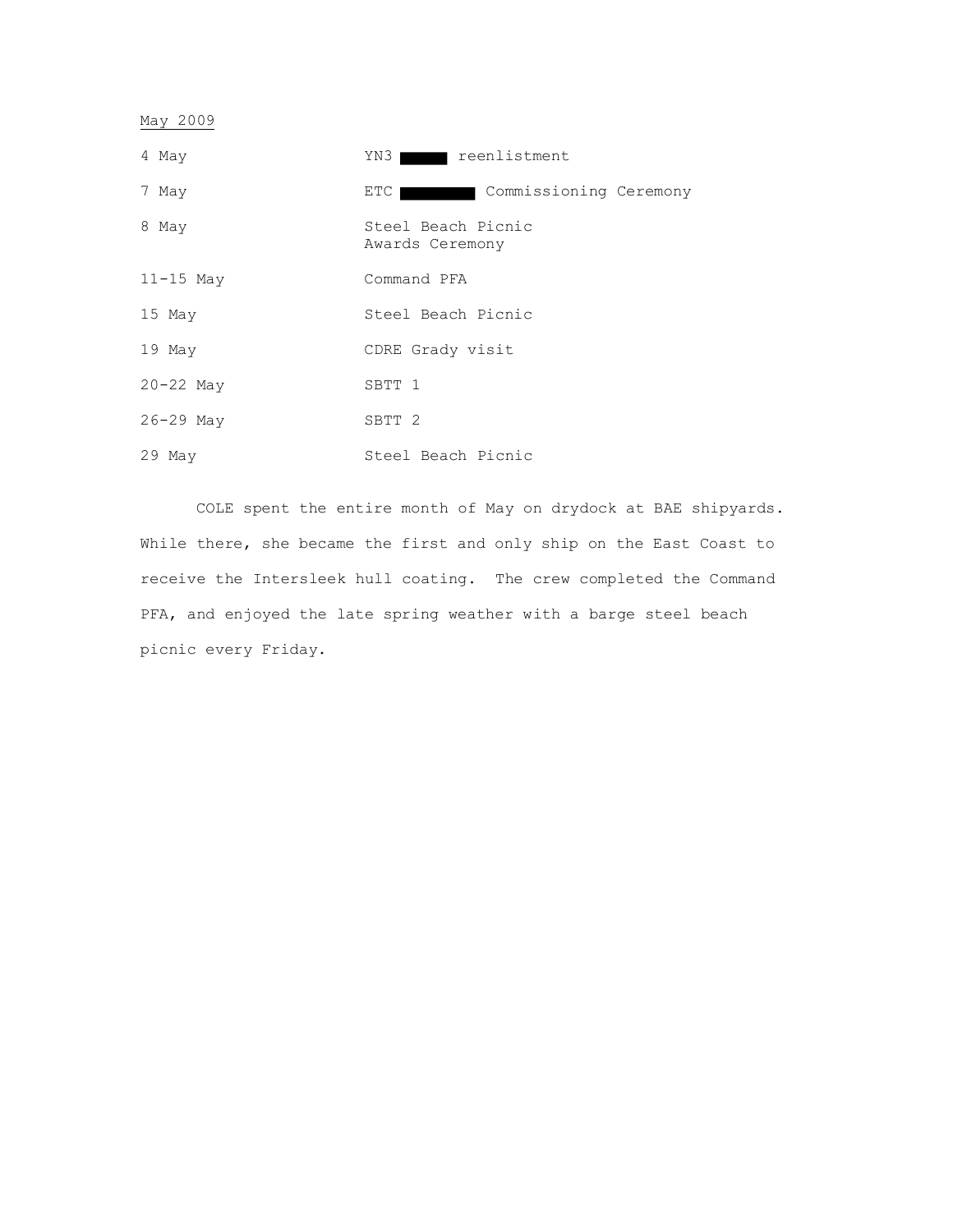<u>May 2009</u>

| | |
|---|---|
| 4 May | YN3 ██████ reenlistment |
| 7 May | ETC ██████████ Commissioning Ceremony |
| 8 May | Steel Beach Picnic<br>Awards Ceremony |
| 11-15 May | Command PFA |
| 15 May | Steel Beach Picnic |
| 19 May | CDRE Grady visit |
| 20-22 May | SBTT 1 |
| 26-29 May | SBTT 2 |
| 29 May | Steel Beach Picnic |

COLE spent the entire month of May on drydock at BAE shipyards. While there, she became the first and only ship on the East Coast to receive the Intersleek hull coating. The crew completed the Command PFA, and enjoyed the late spring weather with a barge steel beach picnic every Friday.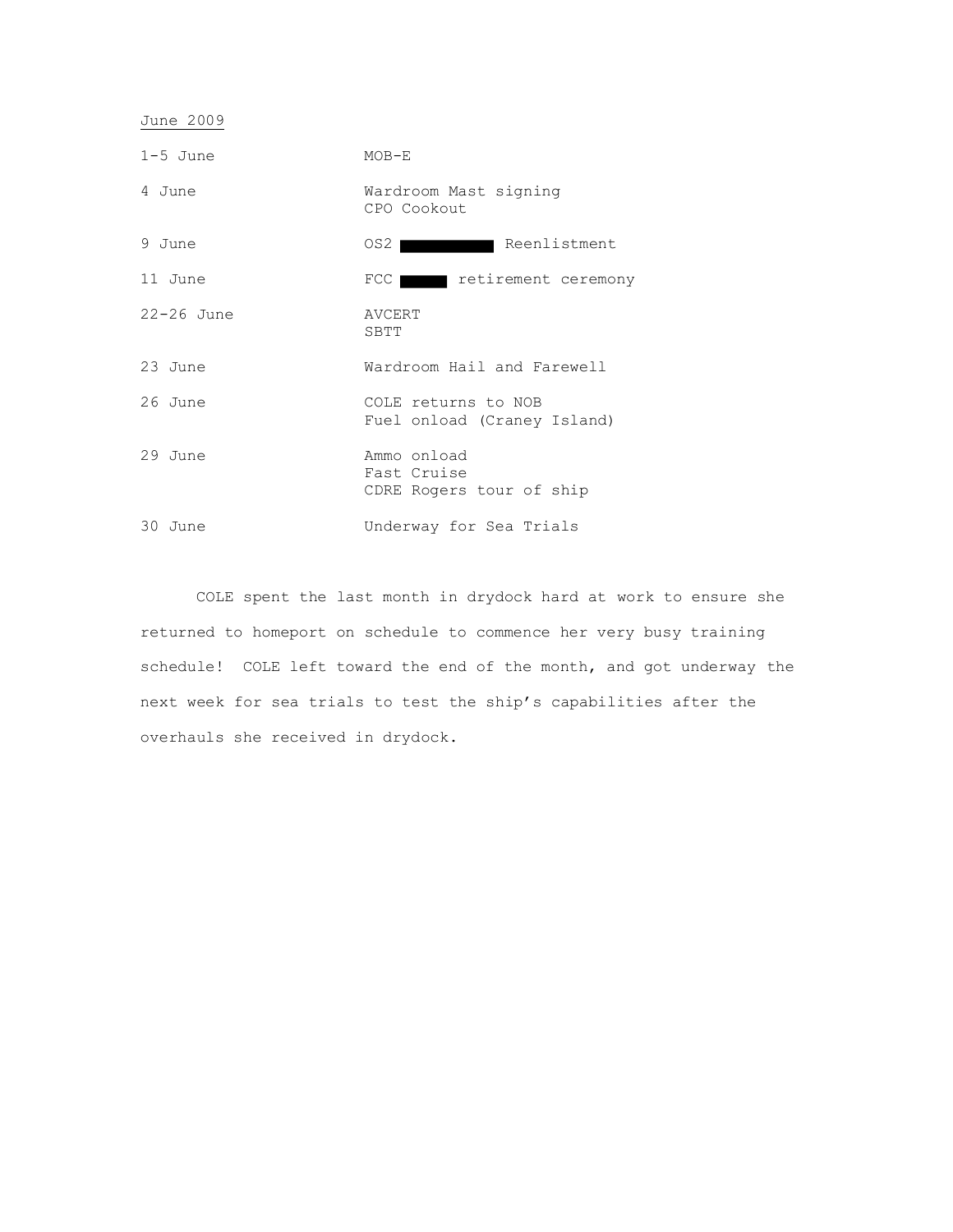June 2009

| | |
|---|---|
| 1-5 June | MOB-E |
| 4 June | Wardroom Mast signing<br>CPO Cookout |
| 9 June | OS2 ██████ Reenlistment |
| 11 June | FCC ███ retirement ceremony |
| 22-26 June | AVCERT<br>SBTT |
| 23 June | Wardroom Hail and Farewell |
| 26 June | COLE returns to NOB<br>Fuel onload (Craney Island) |
| 29 June | Ammo onload<br>Fast Cruise<br>CDRE Rogers tour of ship |
| 30 June | Underway for Sea Trials |

COLE spent the last month in drydock hard at work to ensure she returned to homeport on schedule to commence her very busy training schedule! COLE left toward the end of the month, and got underway the next week for sea trials to test the ship's capabilities after the overhauls she received in drydock.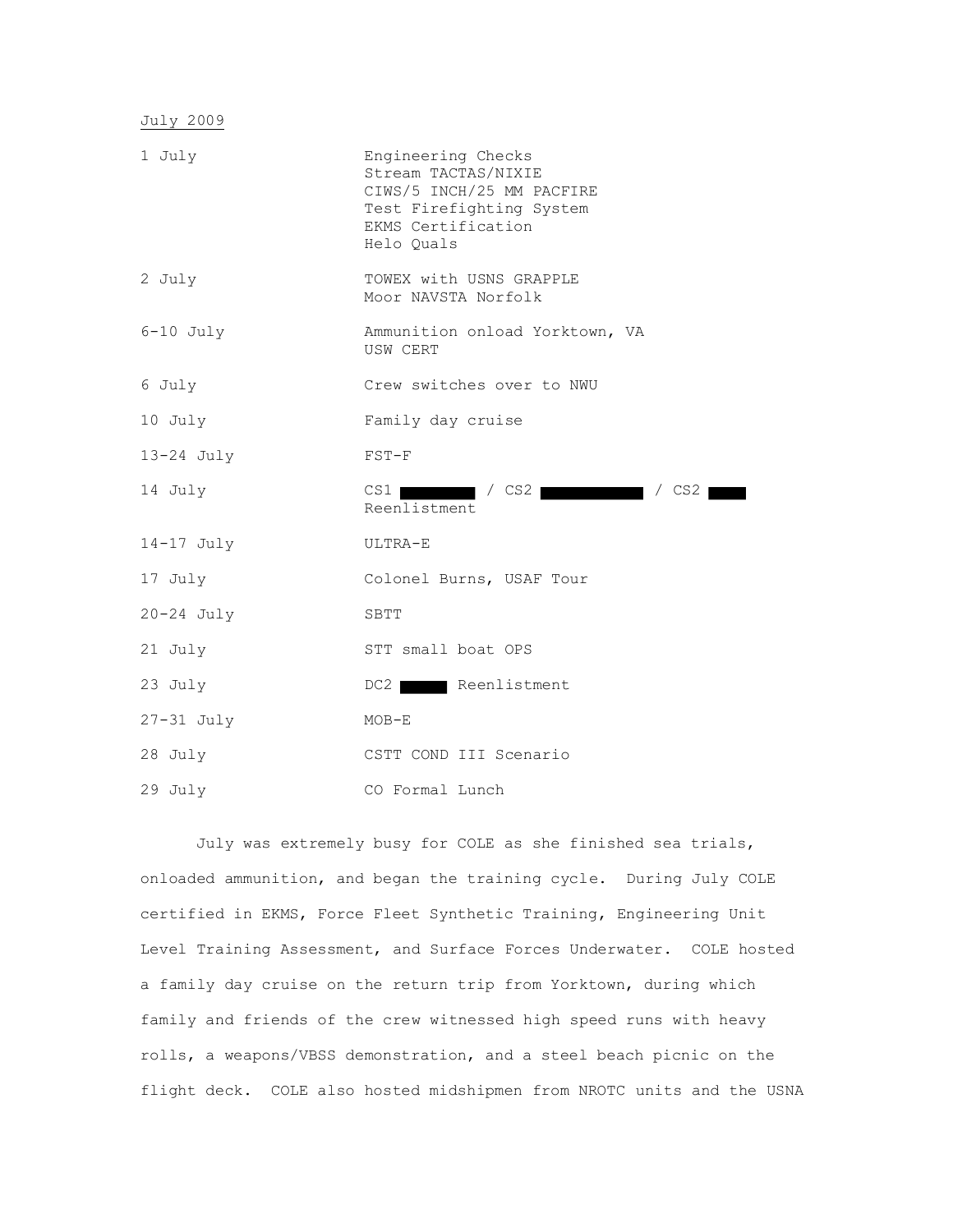July 2009

| | |
|---|---|
| 1 July | Engineering Checks<br>Stream TACTAS/NIXIE<br>CIWS/5 INCH/25 MM PACFIRE<br>Test Firefighting System<br>EKMS Certification<br>Helo Quals |
| 2 July | TOWEX with USNS GRAPPLE<br>Moor NAVSTA Norfolk |
| 6-10 July | Ammunition onload Yorktown, VA<br>USW CERT |
| 6 July | Crew switches over to NWU |
| 10 July | Family day cruise |
| 13-24 July | FST-F |
| 14 July | CS1 [redacted] / CS2 [redacted] / CS2 [redacted]<br>Reenlistment |
| 14-17 July | ULTRA-E |
| 17 July | Colonel Burns, USAF Tour |
| 20-24 July | SBTT |
| 21 July | STT small boat OPS |
| 23 July | DC2 [redacted] Reenlistment |
| 27-31 July | MOB-E |
| 28 July | CSTT COND III Scenario |
| 29 July | CO Formal Lunch |

July was extremely busy for COLE as she finished sea trials, onloaded ammunition, and began the training cycle. During July COLE certified in EKMS, Force Fleet Synthetic Training, Engineering Unit Level Training Assessment, and Surface Forces Underwater. COLE hosted a family day cruise on the return trip from Yorktown, during which family and friends of the crew witnessed high speed runs with heavy rolls, a weapons/VBSS demonstration, and a steel beach picnic on the flight deck. COLE also hosted midshipmen from NROTC units and the USNA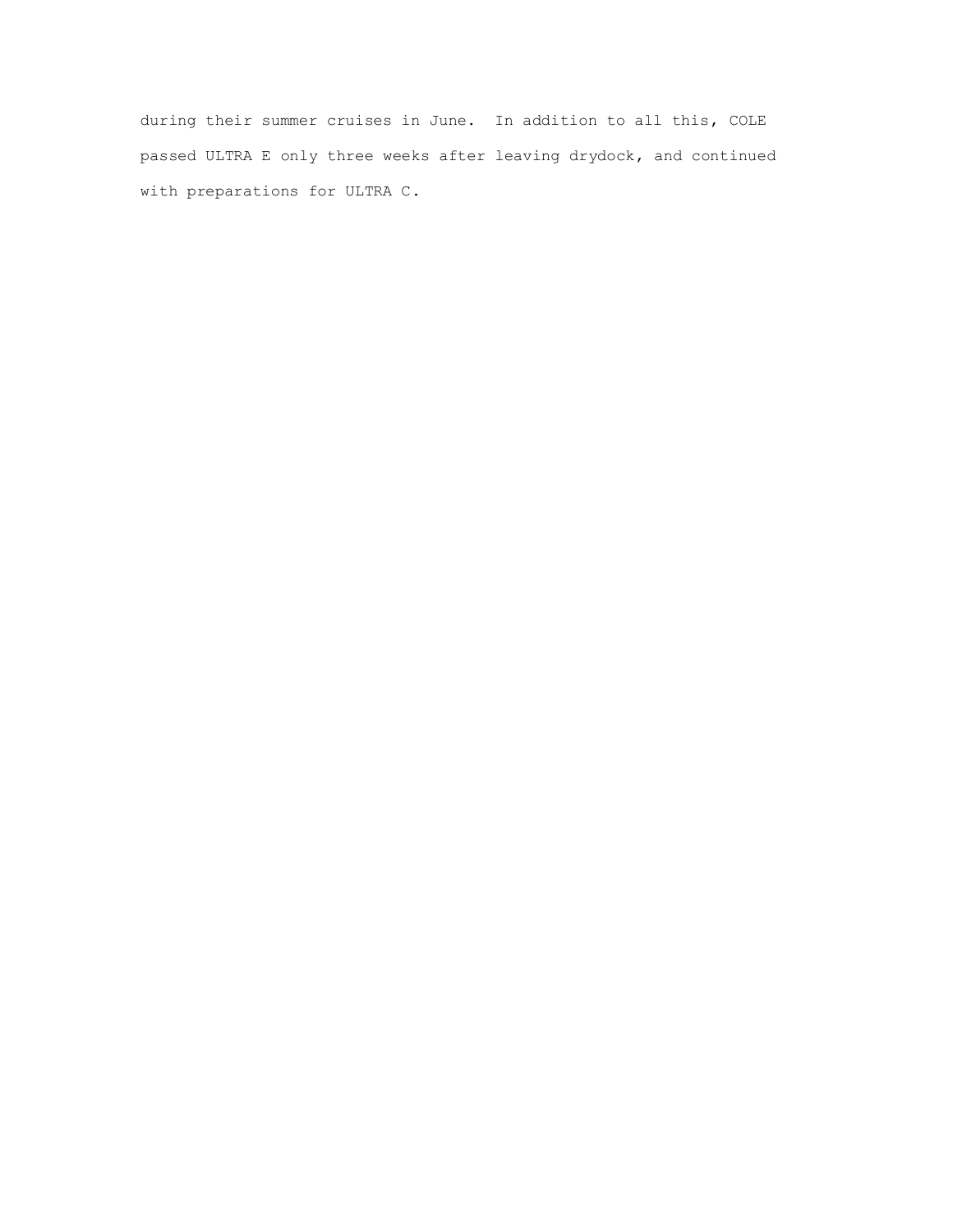during their summer cruises in June. In addition to all this, COLE passed ULTRA E only three weeks after leaving drydock, and continued with preparations for ULTRA C.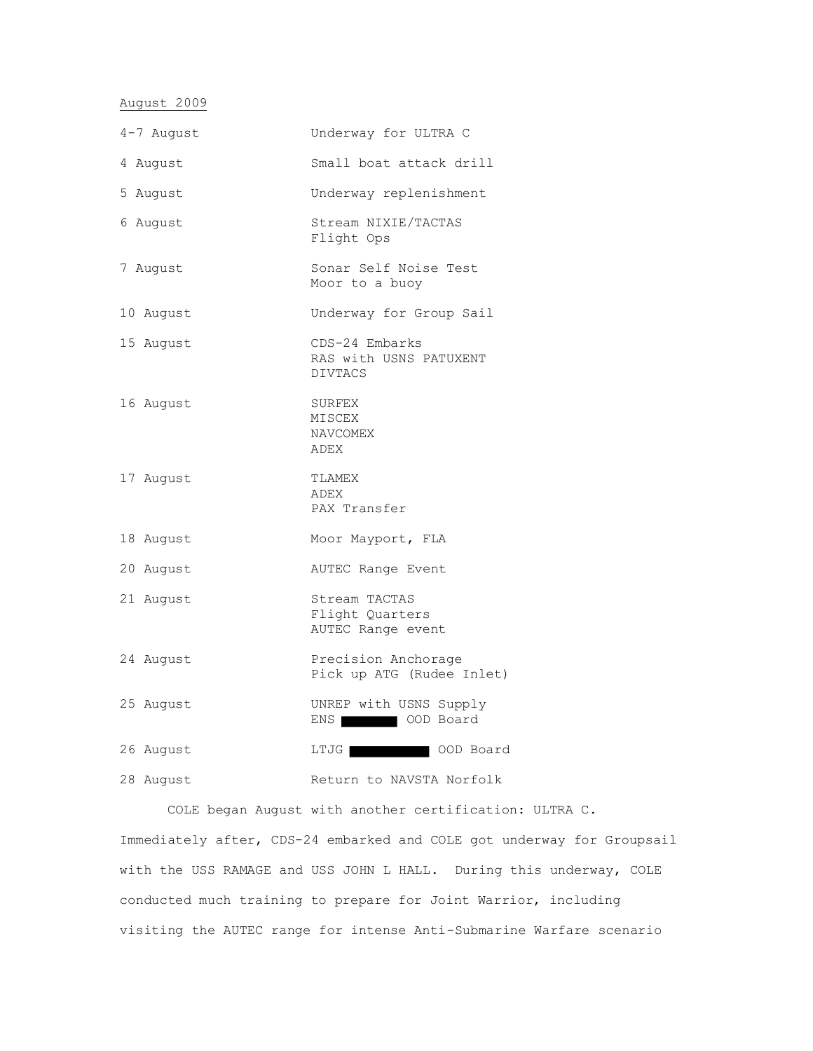August 2009

| | |
|---|---|
| 4-7 August | Underway for ULTRA C |
| 4 August | Small boat attack drill |
| 5 August | Underway replenishment |
| 6 August | Stream NIXIE/TACTAS<br>Flight Ops |
| 7 August | Sonar Self Noise Test<br>Moor to a buoy |
| 10 August | Underway for Group Sail |
| 15 August | CDS-24 Embarks<br>RAS with USNS PATUXENT<br>DIVTACS |
| 16 August | SURFEX<br>MISCEX<br>NAVCOMEX<br>ADEX |
| 17 August | TLAMEX<br>ADEX<br>PAX Transfer |
| 18 August | Moor Mayport, FLA |
| 20 August | AUTEC Range Event |
| 21 August | Stream TACTAS<br>Flight Quarters<br>AUTEC Range event |
| 24 August | Precision Anchorage<br>Pick up ATG (Rudee Inlet) |
| 25 August | UNREP with USNS Supply<br>ENS ████ OOD Board |
| 26 August | LTJG ██████ OOD Board |
| 28 August | Return to NAVSTA Norfolk |

COLE began August with another certification: ULTRA C. Immediately after, CDS-24 embarked and COLE got underway for Groupsail with the USS RAMAGE and USS JOHN L HALL. During this underway, COLE conducted much training to prepare for Joint Warrior, including visiting the AUTEC range for intense Anti-Submarine Warfare scenario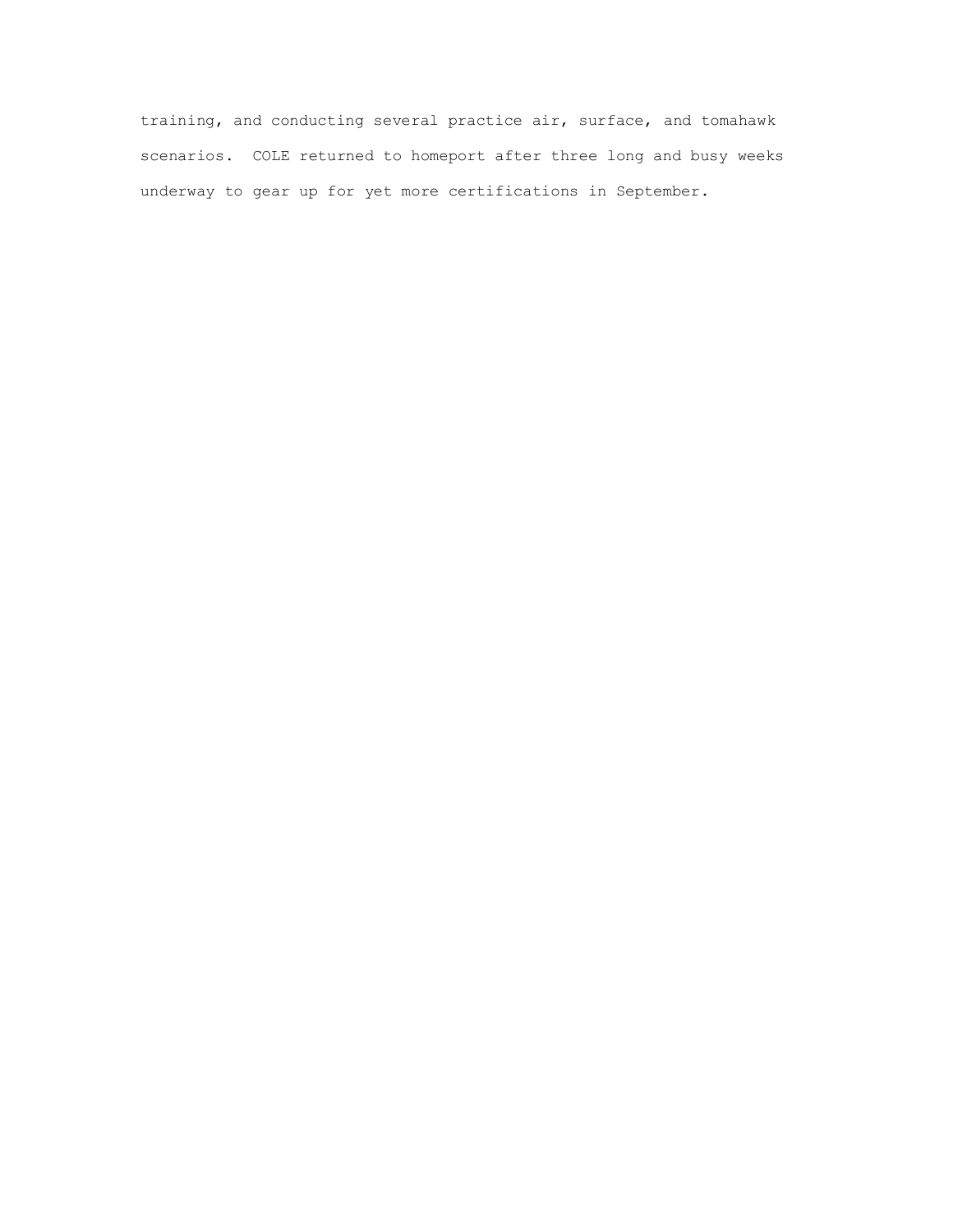training, and conducting several practice air, surface, and tomahawk scenarios.  COLE returned to homeport after three long and busy weeks underway to gear up for yet more certifications in September.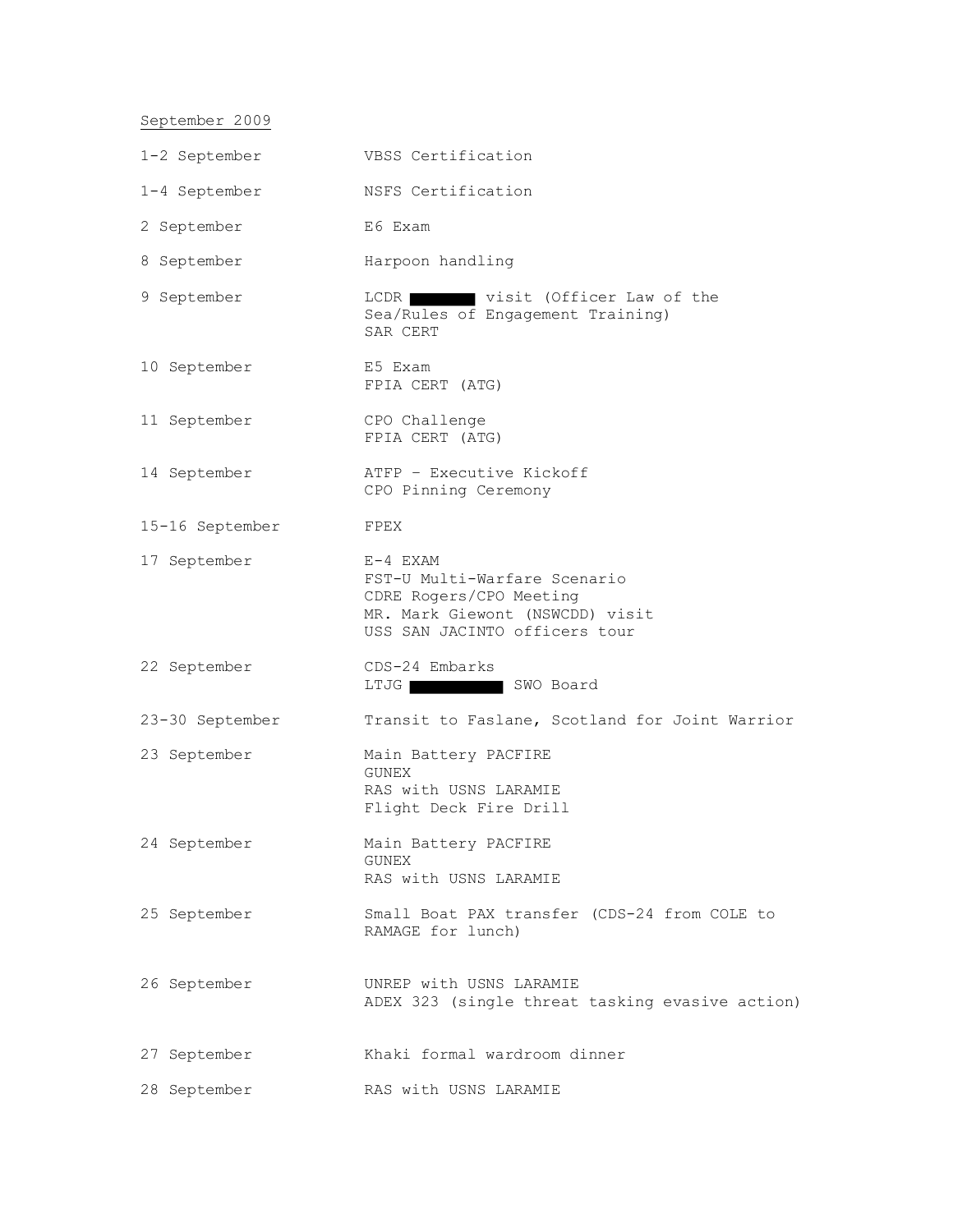<u>September 2009</u>

| | |
|---|---|
| 1-2 September | VBSS Certification |
| 1-4 September | NSFS Certification |
| 2 September | E6 Exam |
| 8 September | Harpoon handling |
| 9 September | LCDR [REDACTED] visit (Officer Law of the Sea/Rules of Engagement Training)<br>SAR CERT |
| 10 September | E5 Exam<br>FPIA CERT (ATG) |
| 11 September | CPO Challenge<br>FPIA CERT (ATG) |
| 14 September | ATFP – Executive Kickoff<br>CPO Pinning Ceremony |
| 15-16 September | FPEX |
| 17 September | E-4 EXAM<br>FST-U Multi-Warfare Scenario<br>CDRE Rogers/CPO Meeting<br>MR. Mark Giewont (NSWCDD) visit<br>USS SAN JACINTO officers tour |
| 22 September | CDS-24 Embarks<br>LTJG [REDACTED] SWO Board |
| 23-30 September | Transit to Faslane, Scotland for Joint Warrior |
| 23 September | Main Battery PACFIRE<br>GUNEX<br>RAS with USNS LARAMIE<br>Flight Deck Fire Drill |
| 24 September | Main Battery PACFIRE<br>GUNEX<br>RAS with USNS LARAMIE |
| 25 September | Small Boat PAX transfer (CDS-24 from COLE to RAMAGE for lunch) |
| 26 September | UNREP with USNS LARAMIE<br>ADEX 323 (single threat tasking evasive action) |
| 27 September | Khaki formal wardroom dinner |
| 28 September | RAS with USNS LARAMIE |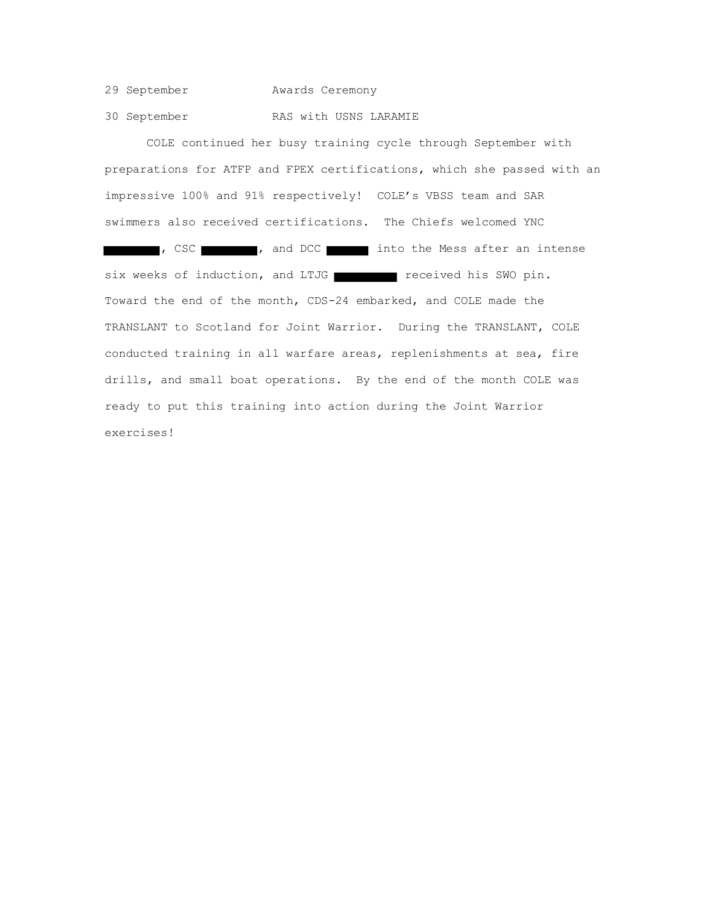29 September           Awards Ceremony

30 September           RAS with USNS LARAMIE

COLE continued her busy training cycle through September with preparations for ATFP and FPEX certifications, which she passed with an impressive 100% and 91% respectively! COLE's VBSS team and SAR swimmers also received certifications. The Chiefs welcomed YNC ████████, CSC ████████, and DCC ██████ into the Mess after an intense six weeks of induction, and LTJG █████████ received his SWO pin. Toward the end of the month, CDS-24 embarked, and COLE made the TRANSLANT to Scotland for Joint Warrior. During the TRANSLANT, COLE conducted training in all warfare areas, replenishments at sea, fire drills, and small boat operations. By the end of the month COLE was ready to put this training into action during the Joint Warrior exercises!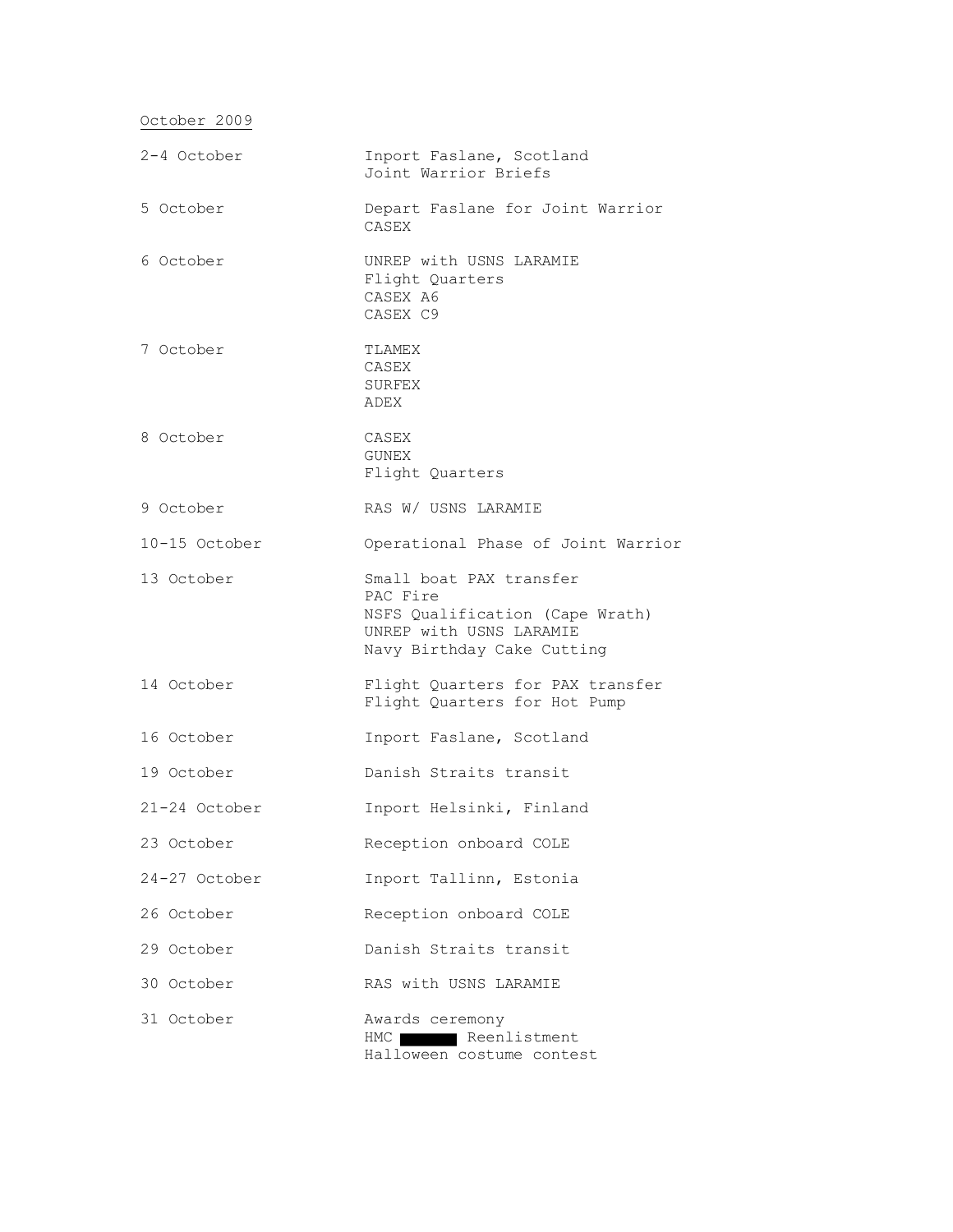<u>October 2009</u>

| | |
|---|---|
| 2-4 October | Inport Faslane, Scotland<br>Joint Warrior Briefs |
| 5 October | Depart Faslane for Joint Warrior<br>CASEX |
| 6 October | UNREP with USNS LARAMIE<br>Flight Quarters<br>CASEX A6<br>CASEX C9 |
| 7 October | TLAMEX<br>CASEX<br>SURFEX<br>ADEX |
| 8 October | CASEX<br>GUNEX<br>Flight Quarters |
| 9 October | RAS W/ USNS LARAMIE |
| 10-15 October | Operational Phase of Joint Warrior |
| 13 October | Small boat PAX transfer<br>PAC Fire<br>NSFS Qualification (Cape Wrath)<br>UNREP with USNS LARAMIE<br>Navy Birthday Cake Cutting |
| 14 October | Flight Quarters for PAX transfer<br>Flight Quarters for Hot Pump |
| 16 October | Inport Faslane, Scotland |
| 19 October | Danish Straits transit |
| 21-24 October | Inport Helsinki, Finland |
| 23 October | Reception onboard COLE |
| 24-27 October | Inport Tallinn, Estonia |
| 26 October | Reception onboard COLE |
| 29 October | Danish Straits transit |
| 30 October | RAS with USNS LARAMIE |
| 31 October | Awards ceremony<br>HMC ██████ Reenlistment<br>Halloween costume contest |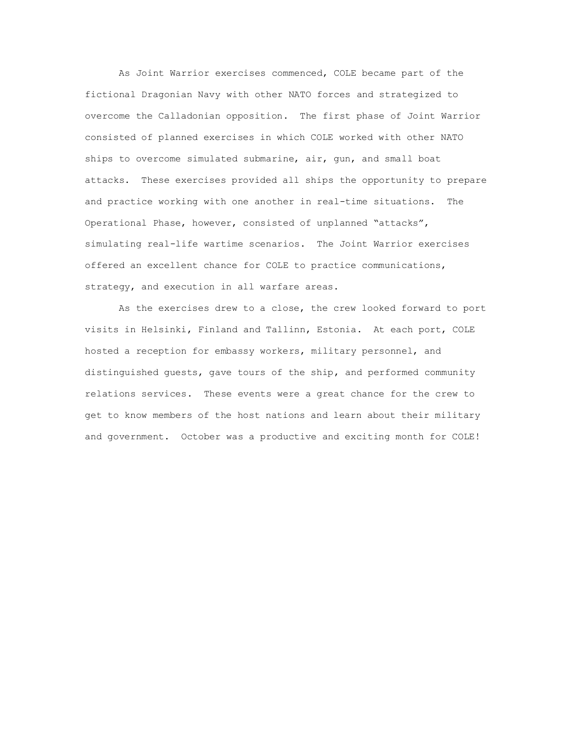As Joint Warrior exercises commenced, COLE became part of the fictional Dragonian Navy with other NATO forces and strategized to overcome the Calladonian opposition. The first phase of Joint Warrior consisted of planned exercises in which COLE worked with other NATO ships to overcome simulated submarine, air, gun, and small boat attacks. These exercises provided all ships the opportunity to prepare and practice working with one another in real-time situations. The Operational Phase, however, consisted of unplanned "attacks", simulating real-life wartime scenarios. The Joint Warrior exercises offered an excellent chance for COLE to practice communications, strategy, and execution in all warfare areas.

As the exercises drew to a close, the crew looked forward to port visits in Helsinki, Finland and Tallinn, Estonia. At each port, COLE hosted a reception for embassy workers, military personnel, and distinguished guests, gave tours of the ship, and performed community relations services. These events were a great chance for the crew to get to know members of the host nations and learn about their military and government. October was a productive and exciting month for COLE!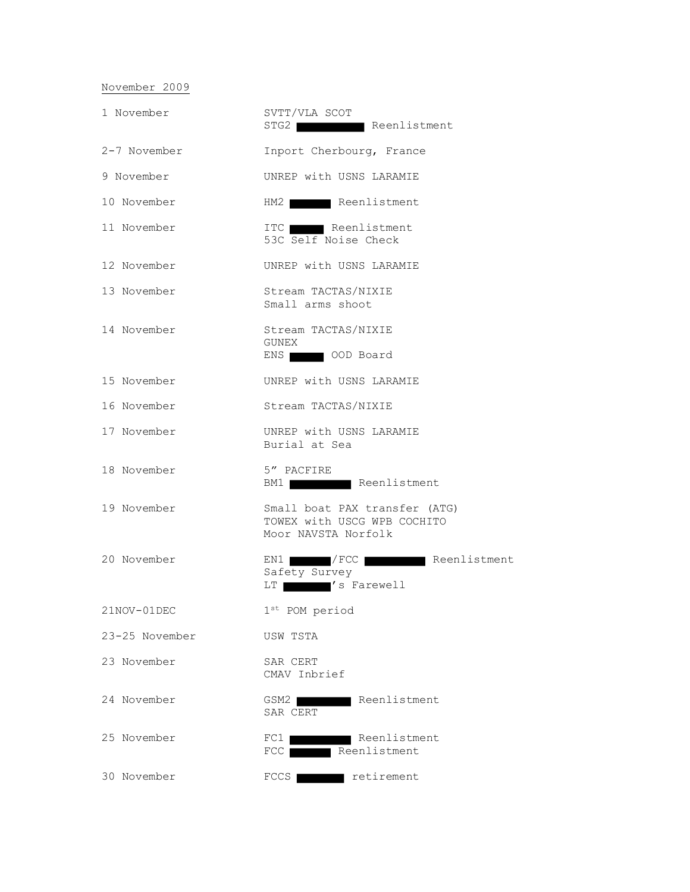<u>November 2009</u>

| | |
|---|---|
| 1 November | SVTT/VLA SCOT<br>STG2 ██████ Reenlistment |
| 2-7 November | Inport Cherbourg, France |
| 9 November | UNREP with USNS LARAMIE |
| 10 November | HM2 ██████ Reenlistment |
| 11 November | ITC ██████ Reenlistment<br>53C Self Noise Check |
| 12 November | UNREP with USNS LARAMIE |
| 13 November | Stream TACTAS/NIXIE<br>Small arms shoot |
| 14 November | Stream TACTAS/NIXIE<br>GUNEX<br>ENS ██████ OOD Board |
| 15 November | UNREP with USNS LARAMIE |
| 16 November | Stream TACTAS/NIXIE |
| 17 November | UNREP with USNS LARAMIE<br>Burial at Sea |
| 18 November | 5" PACFIRE<br>BM1 ██████ Reenlistment |
| 19 November | Small boat PAX transfer (ATG)<br>TOWEX with USCG WPB COCHITO<br>Moor NAVSTA Norfolk |
| 20 November | EN1 ██████/FCC ██████ Reenlistment<br>Safety Survey<br>LT ██████'s Farewell |
| 21NOV-01DEC | 1st POM period |
| 23-25 November | USW TSTA |
| 23 November | SAR CERT<br>CMAV Inbrief |
| 24 November | GSM2 ██████ Reenlistment<br>SAR CERT |
| 25 November | FC1 ██████ Reenlistment<br>FCC ██████ Reenlistment |
| 30 November | FCCS ██████ retirement |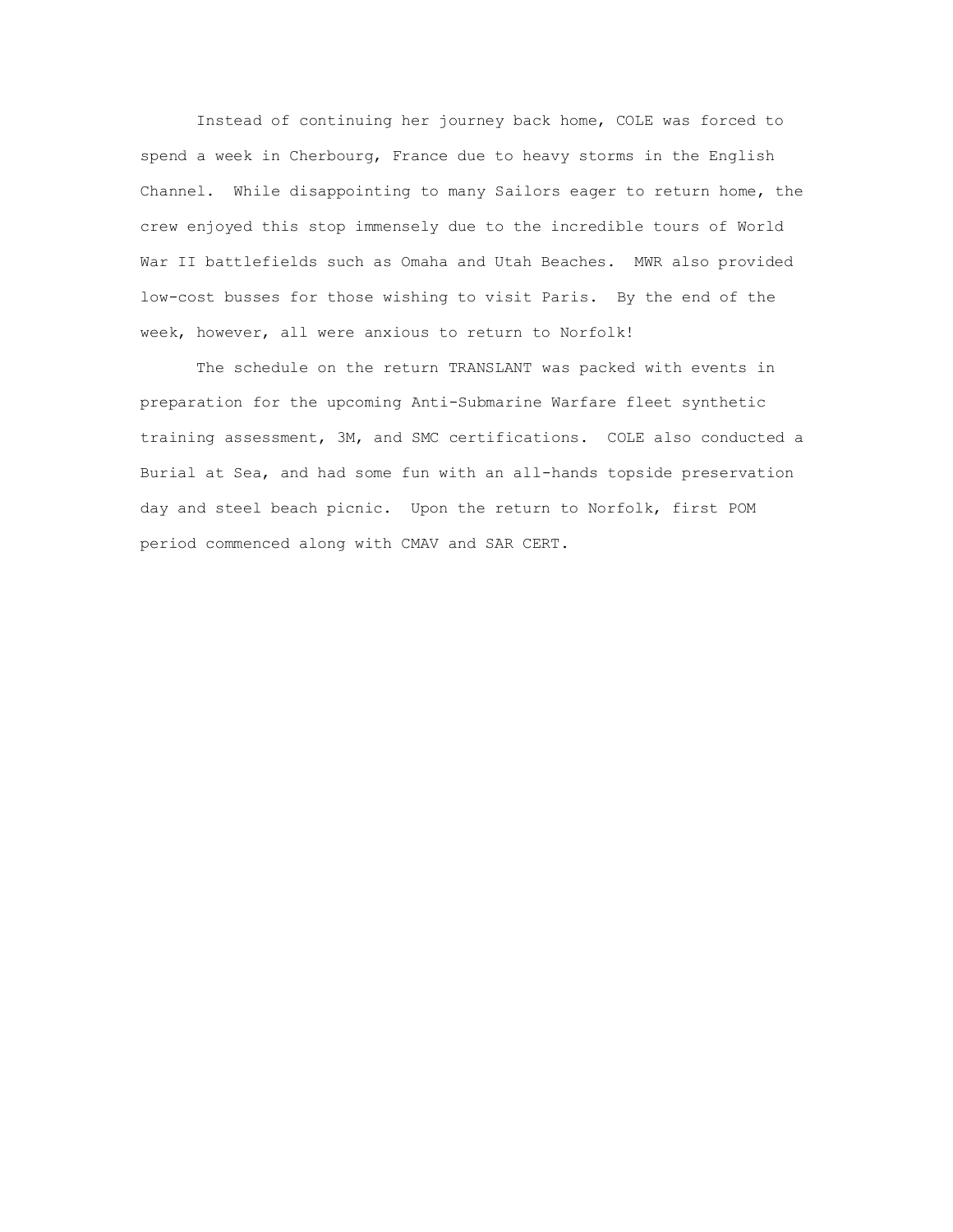Instead of continuing her journey back home, COLE was forced to spend a week in Cherbourg, France due to heavy storms in the English Channel. While disappointing to many Sailors eager to return home, the crew enjoyed this stop immensely due to the incredible tours of World War II battlefields such as Omaha and Utah Beaches. MWR also provided low-cost busses for those wishing to visit Paris. By the end of the week, however, all were anxious to return to Norfolk!

The schedule on the return TRANSLANT was packed with events in preparation for the upcoming Anti-Submarine Warfare fleet synthetic training assessment, 3M, and SMC certifications. COLE also conducted a Burial at Sea, and had some fun with an all-hands topside preservation day and steel beach picnic. Upon the return to Norfolk, first POM period commenced along with CMAV and SAR CERT.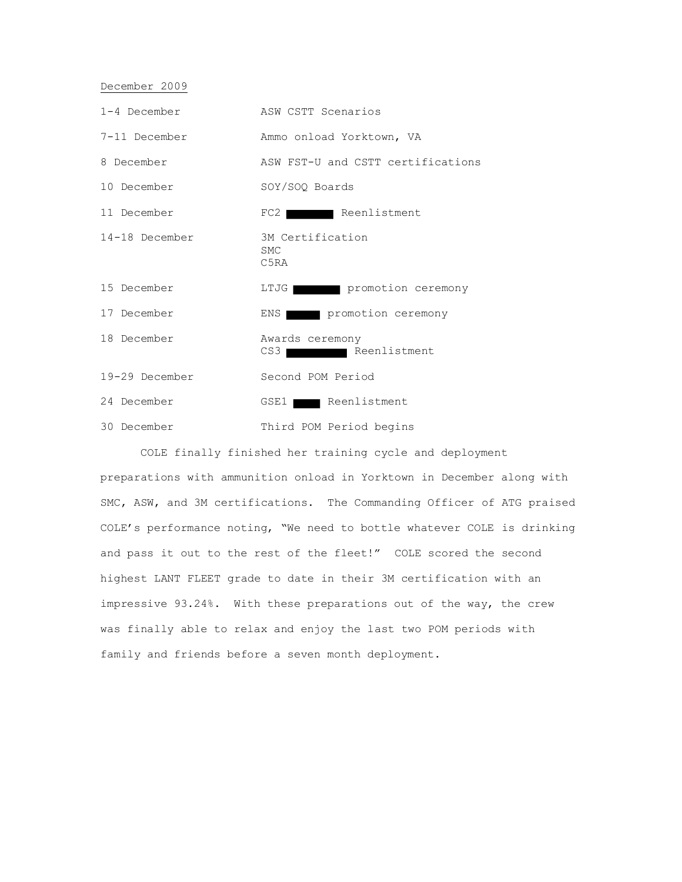December 2009

| | |
|---|---|
| 1-4 December | ASW CSTT Scenarios |
| 7-11 December | Ammo onload Yorktown, VA |
| 8 December | ASW FST-U and CSTT certifications |
| 10 December | SOY/SOQ Boards |
| 11 December | FC2 ██████ Reenlistment |
| 14-18 December | 3M Certification<br>SMC<br>C5RA |
| 15 December | LTJG ██████ promotion ceremony |
| 17 December | ENS ████ promotion ceremony |
| 18 December | Awards ceremony<br>CS3 ████████ Reenlistment |
| 19-29 December | Second POM Period |
| 24 December | GSE1 ████ Reenlistment |
| 30 December | Third POM Period begins |

COLE finally finished her training cycle and deployment preparations with ammunition onload in Yorktown in December along with SMC, ASW, and 3M certifications. The Commanding Officer of ATG praised COLE's performance noting, "We need to bottle whatever COLE is drinking and pass it out to the rest of the fleet!" COLE scored the second highest LANT FLEET grade to date in their 3M certification with an impressive 93.24%. With these preparations out of the way, the crew was finally able to relax and enjoy the last two POM periods with family and friends before a seven month deployment.